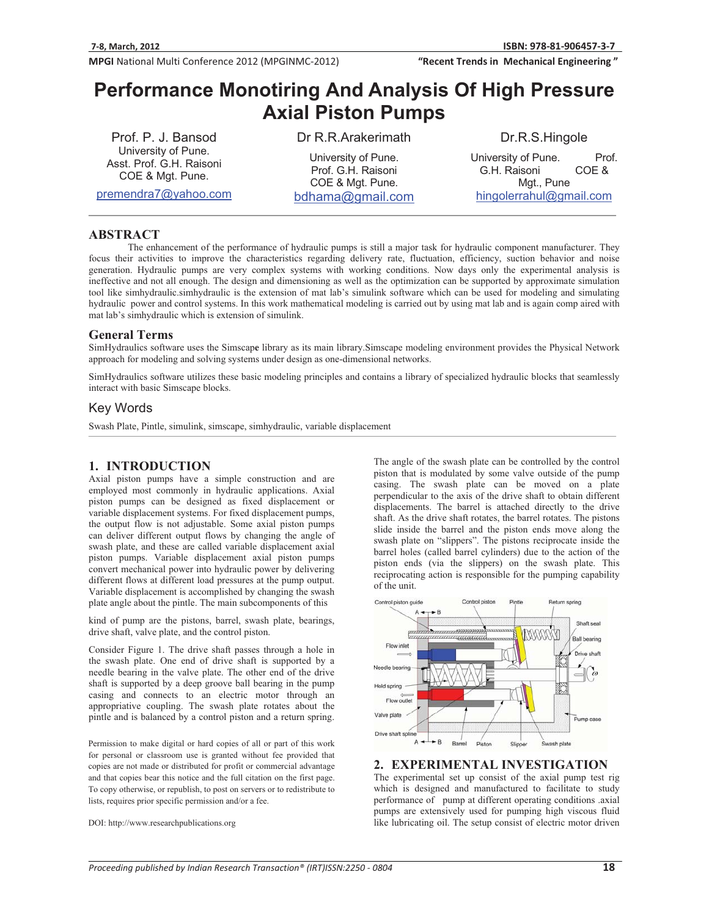# Performance Monotiring And Analysis Of High Pressure Axial Piston Pumps

Prof. P. J. Bansod
University of Pune.
Asst. Prof. G.H. Raisoni
COE & Mgt. Pune.
premendra7@yahoo.com

Dr R.R.Arakerimath
University of Pune.
Prof. G.H. Raisoni
COE & Mgt. Pune.
bdhama@gmail.com

Dr.R.S.Hingole
University of Pune. Prof.
G.H. Raisoni COE &
Mgt., Pune
hingolerrahul@gmail.com

## ABSTRACT

The enhancement of the performance of hydraulic pumps is still a major task for hydraulic component manufacturer. They focus their activities to improve the characteristics regarding delivery rate, fluctuation, efficiency, suction behavior and noise generation. Hydraulic pumps are very complex systems with working conditions. Now days only the experimental analysis is ineffective and not all enough. The design and dimensioning as well as the optimization can be supported by approximate simulation tool like simhydraulic.simhydraulic is the extension of mat lab's simulink software which can be used for modeling and simulating hydraulic power and control systems. In this work mathematical modeling is carried out by using mat lab and is again comp aired with mat lab's simhydraulic which is extension of simulink.

## General Terms

SimHydraulics software uses the Simscape library as its main library.Simscape modeling environment provides the Physical Network approach for modeling and solving systems under design as one-dimensional networks.

SimHydraulics software utilizes these basic modeling principles and contains a library of specialized hydraulic blocks that seamlessly interact with basic Simscape blocks.

## Key Words

Swash Plate, Pintle, simulink, simscape, simhydraulic, variable displacement

## 1. INTRODUCTION

Axial piston pumps have a simple construction and are employed most commonly in hydraulic applications. Axial piston pumps can be designed as fixed displacement or variable displacement systems. For fixed displacement pumps, the output flow is not adjustable. Some axial piston pumps can deliver different output flows by changing the angle of swash plate, and these are called variable displacement axial piston pumps. Variable displacement axial piston pumps convert mechanical power into hydraulic power by delivering different flows at different load pressures at the pump output. Variable displacement is accomplished by changing the swash plate angle about the pintle. The main subcomponents of this kind of pump are the pistons, barrel, swash plate, bearings, drive shaft, valve plate, and the control piston.

Consider Figure 1. The drive shaft passes through a hole in the swash plate. One end of drive shaft is supported by a needle bearing in the valve plate. The other end of the drive shaft is supported by a deep groove ball bearing in the pump casing and connects to an electric motor through an appropriative coupling. The swash plate rotates about the pintle and is balanced by a control piston and a return spring.

Permission to make digital or hard copies of all or part of this work for personal or classroom use is granted without fee provided that copies are not made or distributed for profit or commercial advantage and that copies bear this notice and the full citation on the first page. To copy otherwise, or republish, to post on servers or to redistribute to lists, requires prior specific permission and/or a fee.

DOI: http://www.researchpublications.org

The angle of the swash plate can be controlled by the control piston that is modulated by some valve outside of the pump casing. The swash plate can be moved on a plate perpendicular to the axis of the drive shaft to obtain different displacements. The barrel is attached directly to the drive shaft. As the drive shaft rotates, the barrel rotates. The pistons slide inside the barrel and the piston ends move along the swash plate on "slippers". The pistons reciprocate inside the barrel holes (called barrel cylinders) due to the action of the piston ends (via the slippers) on the swash plate. This reciprocating action is responsible for the pumping capability of the unit.

## 2. EXPERIMENTAL INVESTIGATION

The experimental set up consist of the axial pump test rig which is designed and manufactured to facilitate to study performance of pump at different operating conditions .axial pumps are extensively used for pumping high viscous fluid like lubricating oil. The setup consist of electric motor driven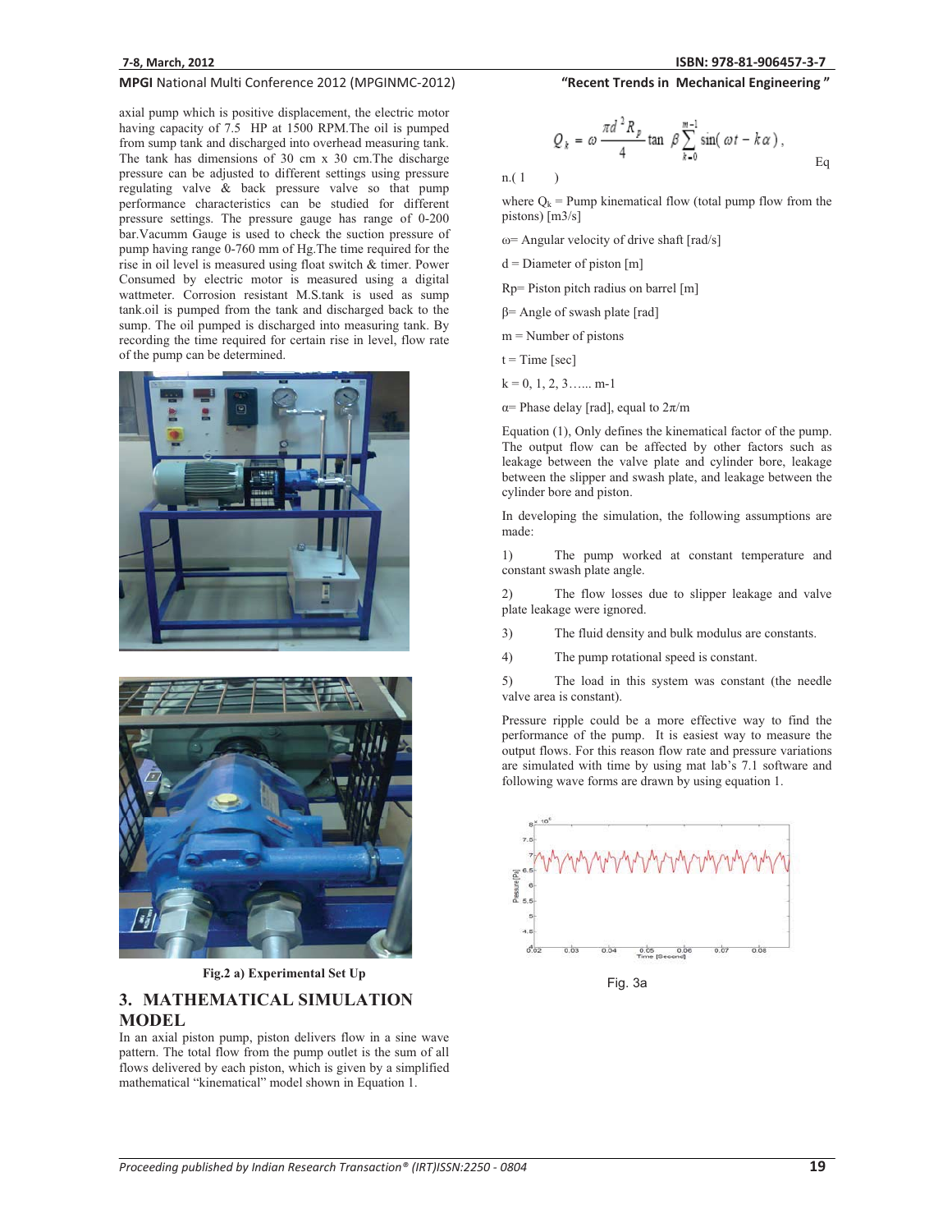axial pump which is positive displacement, the electric motor having capacity of 7.5 HP at 1500 RPM.The oil is pumped from sump tank and discharged into overhead measuring tank. The tank has dimensions of 30 cm x 30 cm.The discharge pressure can be adjusted to different settings using pressure regulating valve & back pressure valve so that pump performance characteristics can be studied for different pressure settings. The pressure gauge has range of 0-200 bar.Vacumm Gauge is used to check the suction pressure of pump having range 0-760 mm of Hg.The time required for the rise in oil level is measured using float switch & timer. Power Consumed by electric motor is measured using a digital wattmeter. Corrosion resistant M.S.tank is used as sump tank.oil is pumped from the tank and discharged back to the sump. The oil pumped is discharged into measuring tank. By recording the time required for certain rise in level, flow rate of the pump can be determined.

**Fig.2 a) Experimental Set Up**

## 3. MATHEMATICAL SIMULATION MODEL

In an axial piston pump, piston delivers flow in a sine wave pattern. The total flow from the pump outlet is the sum of all flows delivered by each piston, which is given by a simplified mathematical "kinematical" model shown in Equation 1.

$$Q_k = \omega \frac{\pi d^2 R_p}{4} \tan \beta \sum_{k=0}^{m-1} \sin(\omega t - k\alpha), \qquad \text{Eqn.(1)}$$

where $Q_k$ = Pump kinematical flow (total pump flow from the pistons) [m3/s]

ω= Angular velocity of drive shaft [rad/s]

d = Diameter of piston [m]

Rp= Piston pitch radius on barrel [m]

β= Angle of swash plate [rad]

m = Number of pistons

t = Time [sec]

k = 0, 1, 2, 3…... m-1

α= Phase delay [rad], equal to 2π/m

Equation (1), Only defines the kinematical factor of the pump. The output flow can be affected by other factors such as leakage between the valve plate and cylinder bore, leakage between the slipper and swash plate, and leakage between the cylinder bore and piston.

In developing the simulation, the following assumptions are made:

1) The pump worked at constant temperature and constant swash plate angle.

2) The flow losses due to slipper leakage and valve plate leakage were ignored.

3) The fluid density and bulk modulus are constants.

4) The pump rotational speed is constant.

5) The load in this system was constant (the needle valve area is constant).

Pressure ripple could be a more effective way to find the performance of the pump. It is easiest way to measure the output flows. For this reason flow rate and pressure variations are simulated with time by using mat lab's 7.1 software and following wave forms are drawn by using equation 1.

Fig. 3a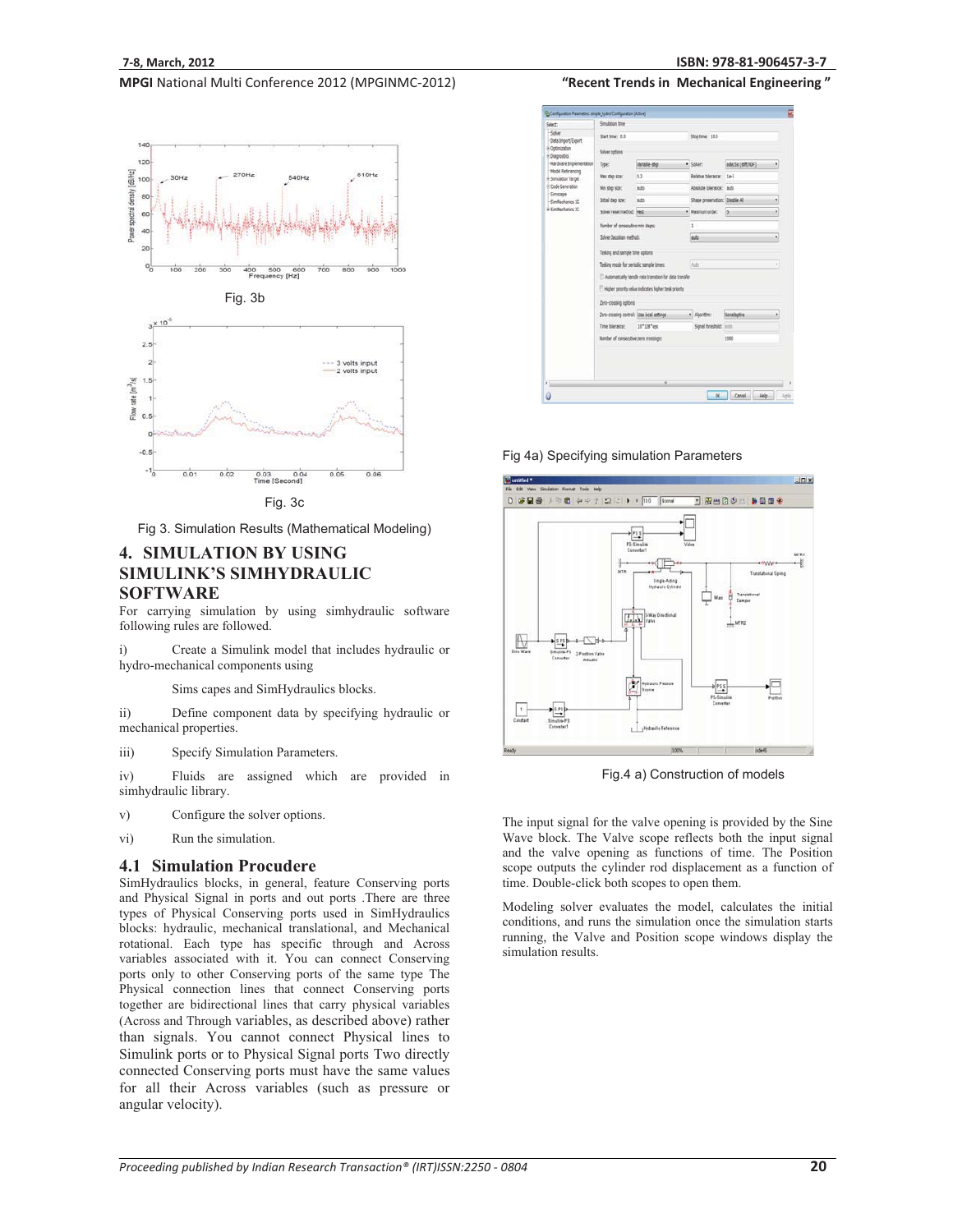Fig. 3b

Fig. 3c

Fig 3. Simulation Results (Mathematical Modeling)

# 4. SIMULATION BY USING SIMULINK'S SIMHYDRAULIC SOFTWARE

For carrying simulation by using simhydraulic software following rules are followed.

i) Create a Simulink model that includes hydraulic or hydro-mechanical components using

Sims capes and SimHydraulics blocks.

ii) Define component data by specifying hydraulic or mechanical properties.

iii) Specify Simulation Parameters.

iv) Fluids are assigned which are provided in simhydraulic library.

v) Configure the solver options.

vi) Run the simulation.

## 4.1 Simulation Procudere

SimHydraulics blocks, in general, feature Conserving ports and Physical Signal in ports and out ports .There are three types of Physical Conserving ports used in SimHydraulics blocks: hydraulic, mechanical translational, and Mechanical rotational. Each type has specific through and Across variables associated with it. You can connect Conserving ports only to other Conserving ports of the same type The Physical connection lines that connect Conserving ports together are bidirectional lines that carry physical variables (Across and Through variables, as described above) rather than signals. You cannot connect Physical lines to Simulink ports or to Physical Signal ports Two directly connected Conserving ports must have the same values for all their Across variables (such as pressure or angular velocity).

Fig 4a) Specifying simulation Parameters

Fig.4 a) Construction of models

The input signal for the valve opening is provided by the Sine Wave block. The Valve scope reflects both the input signal and the valve opening as functions of time. The Position scope outputs the cylinder rod displacement as a function of time. Double-click both scopes to open them.

Modeling solver evaluates the model, calculates the initial conditions, and runs the simulation once the simulation starts running, the Valve and Position scope windows display the simulation results.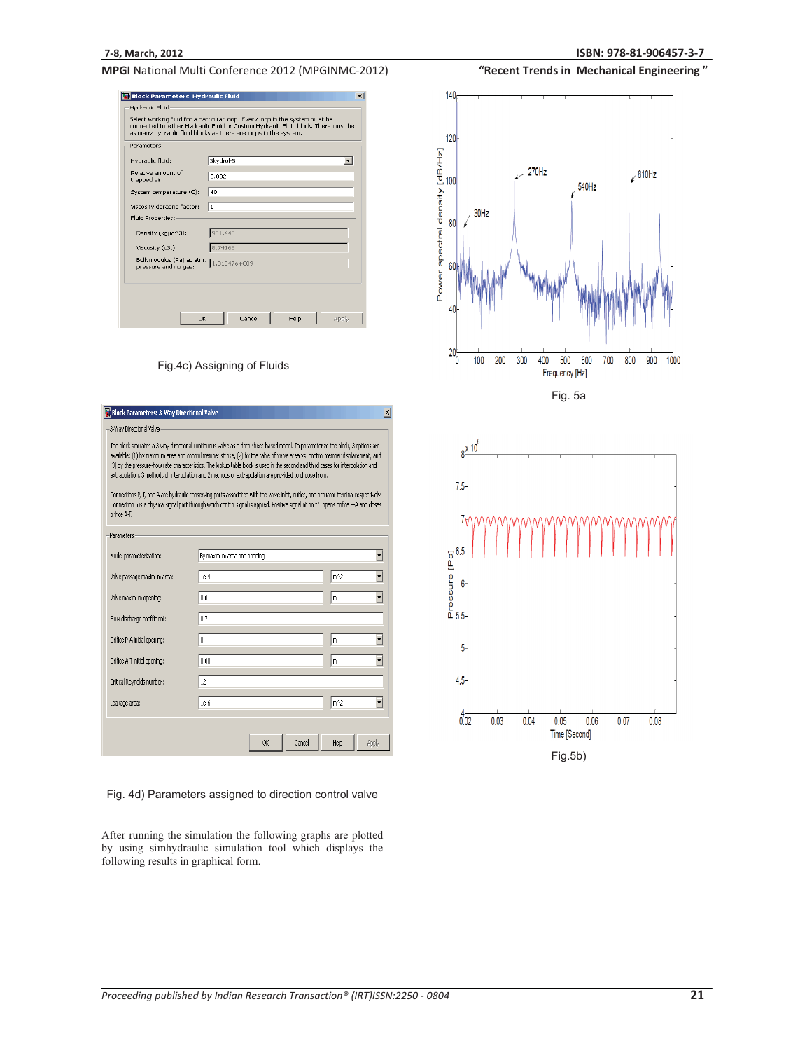Fig.4c) Assigning of Fluids

Fig. 4d) Parameters assigned to direction control valve

After running the simulation the following graphs are plotted by using simhydraulic simulation tool which displays the following results in graphical form.

Fig. 5a

Fig.5b)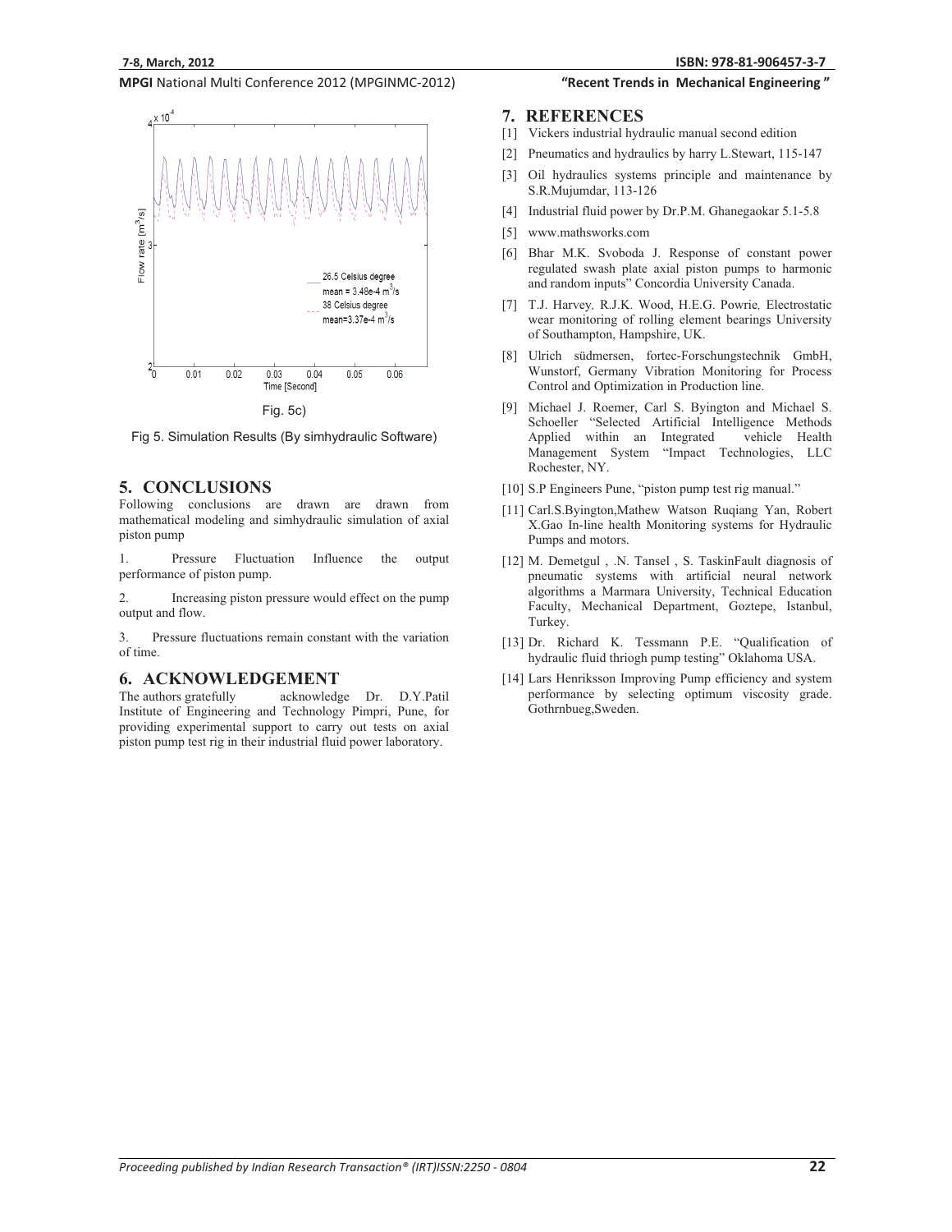$4^{x\ 10^4}$

Flow rate [$m^3$/s]

3

2

0 0.01 0.02 0.03 0.04 0.05 0.06

Time [Second]

26.5 Celsius degree
mean = 3.48e-4 $m^3$/s
38 Celsius degree
mean=3.37e-4 $m^3$/s

Fig. 5c)

Fig 5. Simulation Results (By simhydraulic Software)

## 5. CONCLUSIONS

Following conclusions are drawn are drawn from mathematical modeling and simhydraulic simulation of axial piston pump

1. Pressure Fluctuation Influence the output performance of piston pump.

2. Increasing piston pressure would effect on the pump output and flow.

3. Pressure fluctuations remain constant with the variation of time.

## 6. ACKNOWLEDGEMENT

The authors gratefully acknowledge Dr. D.Y.Patil Institute of Engineering and Technology Pimpri, Pune, for providing experimental support to carry out tests on axial piston pump test rig in their industrial fluid power laboratory.

## 7. REFERENCES

[1] Vickers industrial hydraulic manual second edition

[2] Pneumatics and hydraulics by harry L.Stewart, 115-147

[3] Oil hydraulics systems principle and maintenance by S.R.Mujumdar, 113-126

[4] Industrial fluid power by Dr.P.M. Ghanegaokar 5.1-5.8

[5] www.mathsworks.com

[6] Bhar M.K. Svoboda J. Response of constant power regulated swash plate axial piston pumps to harmonic and random inputs" Concordia University Canada.

[7] T.J. Harvey, R.J.K. Wood, H.E.G. Powrie, Electrostatic wear monitoring of rolling element bearings University of Southampton, Hampshire, UK.

[8] Ulrich südmersen, fortec-Forschungstechnik GmbH, Wunstorf, Germany Vibration Monitoring for Process Control and Optimization in Production line.

[9] Michael J. Roemer, Carl S. Byington and Michael S. Schoeller "Selected Artificial Intelligence Methods Applied within an Integrated vehicle Health Management System "Impact Technologies, LLC Rochester, NY.

[10] S.P Engineers Pune, "piston pump test rig manual."

[11] Carl.S.Byington,Mathew Watson Ruqiang Yan, Robert X.Gao In-line health Monitoring systems for Hydraulic Pumps and motors.

[12] M. Demetgul , .N. Tansel , S. TaskinFault diagnosis of pneumatic systems with artificial neural network algorithms a Marmara University, Technical Education Faculty, Mechanical Department, Goztepe, Istanbul, Turkey.

[13] Dr. Richard K. Tessmann P.E. "Qualification of hydraulic fluid thriogh pump testing" Oklahoma USA.

[14] Lars Henriksson Improving Pump efficiency and system performance by selecting optimum viscosity grade. Gothrnbueg,Sweden.